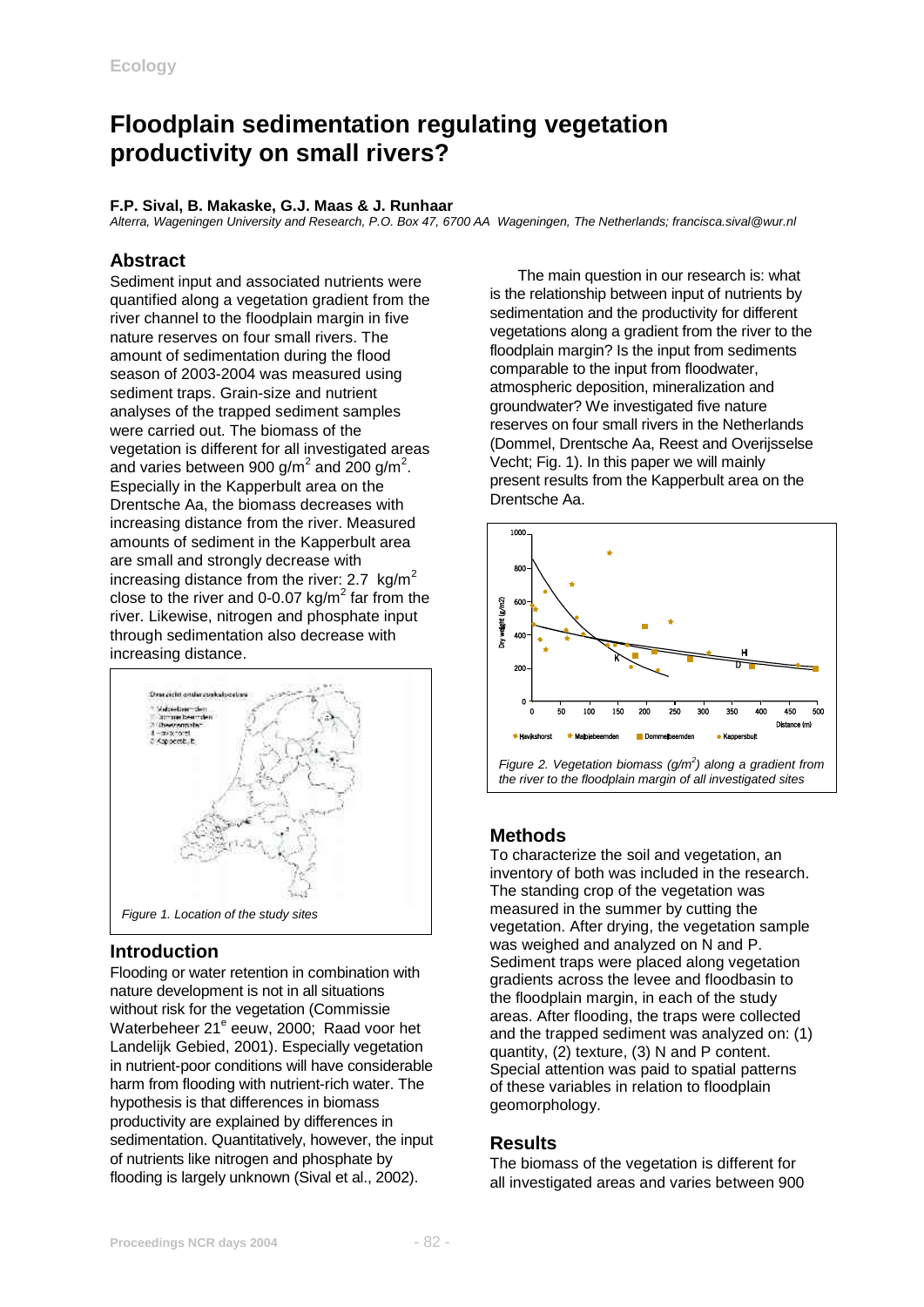Ecology

# Floodplain sedimentation regulating vegetation productivity on small rivers?

**F.P. Sival, B. Makaske, G.J. Maas & J. Runhaar**

*Alterra, Wageningen University and Research, P.O. Box 47, 6700 AA Wageningen, The Netherlands; francisca.sival@wur.nl*

## Abstract

Sediment input and associated nutrients were quantified along a vegetation gradient from the river channel to the floodplain margin in five nature reserves on four small rivers. The amount of sedimentation during the flood season of 2003-2004 was measured using sediment traps. Grain-size and nutrient analyses of the trapped sediment samples were carried out. The biomass of the vegetation is different for all investigated areas and varies between 900 g/m$^2$ and 200 g/m$^2$. Especially in the Kapperbult area on the Drentsche Aa, the biomass decreases with increasing distance from the river. Measured amounts of sediment in the Kapperbult area are small and strongly decrease with increasing distance from the river: 2.7 kg/m$^2$ close to the river and 0-0.07 kg/m$^2$ far from the river. Likewise, nitrogen and phosphate input through sedimentation also decrease with increasing distance.

Figure 1. Location of the study sites

## Introduction

Flooding or water retention in combination with nature development is not in all situations without risk for the vegetation (Commissie Waterbeheer 21$^e$ eeuw, 2000; Raad voor het Landelijk Gebied, 2001). Especially vegetation in nutrient-poor conditions will have considerable harm from flooding with nutrient-rich water. The hypothesis is that differences in biomass productivity are explained by differences in sedimentation. Quantitatively, however, the input of nutrients like nitrogen and phosphate by flooding is largely unknown (Sival et al., 2002).

The main question in our research is: what is the relationship between input of nutrients by sedimentation and the productivity for different vegetations along a gradient from the river to the floodplain margin? Is the input from sediments comparable to the input from floodwater, atmospheric deposition, mineralization and groundwater? We investigated five nature reserves on four small rivers in the Netherlands (Dommel, Drentsche Aa, Reest and Overijsselse Vecht; Fig. 1). In this paper we will mainly present results from the Kapperbult area on the Drentsche Aa.

Figure 2. Vegetation biomass (g/m$^2$) along a gradient from the river to the floodplain margin of all investigated sites

## Methods

To characterize the soil and vegetation, an inventory of both was included in the research. The standing crop of the vegetation was measured in the summer by cutting the vegetation. After drying, the vegetation sample was weighed and analyzed on N and P. Sediment traps were placed along vegetation gradients across the levee and floodbasin to the floodplain margin, in each of the study areas. After flooding, the traps were collected and the trapped sediment was analyzed on: (1) quantity, (2) texture, (3) N and P content. Special attention was paid to spatial patterns of these variables in relation to floodplain geomorphology.

## Results

The biomass of the vegetation is different for all investigated areas and varies between 900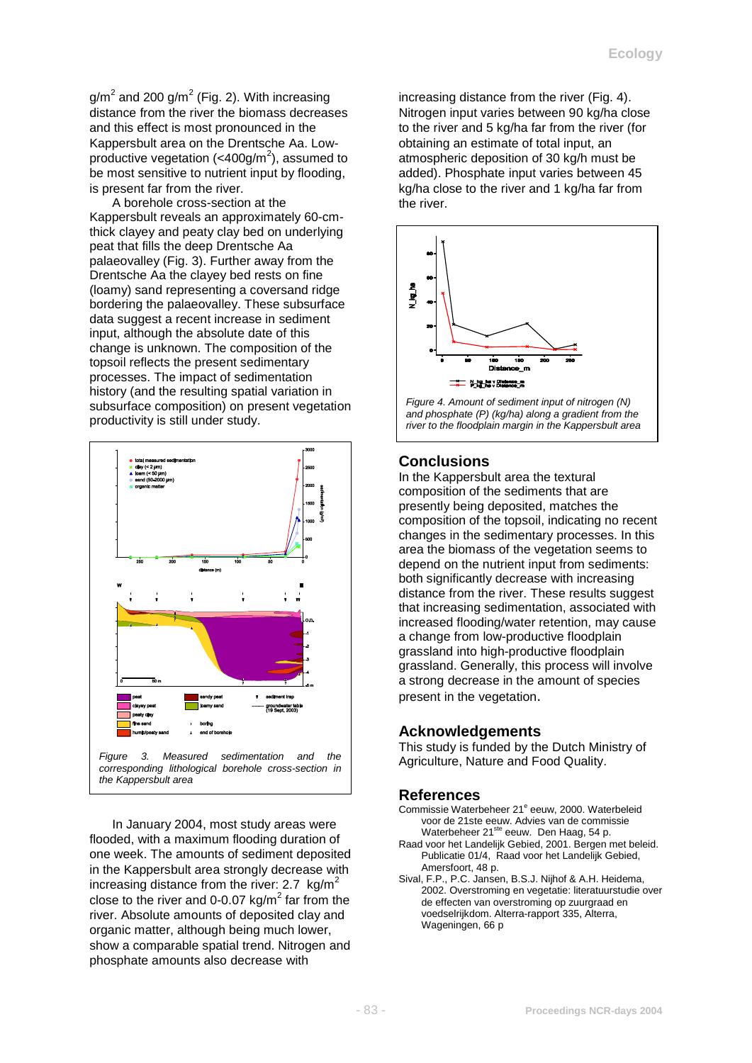g/m$^2$ and 200 g/m$^2$ (Fig. 2). With increasing distance from the river the biomass decreases and this effect is most pronounced in the Kappersbult area on the Drentsche Aa. Low-productive vegetation (<400g/m$^2$), assumed to be most sensitive to nutrient input by flooding, is present far from the river.

A borehole cross-section at the Kappersbult reveals an approximately 60-cm-thick clayey and peaty clay bed on underlying peat that fills the deep Drentsche Aa palaeovalley (Fig. 3). Further away from the Drentsche Aa the clayey bed rests on fine (loamy) sand representing a coversand ridge bordering the palaeovalley. These subsurface data suggest a recent increase in sediment input, although the absolute date of this change is unknown. The composition of the topsoil reflects the present sedimentary processes. The impact of sedimentation history (and the resulting spatial variation in subsurface composition) on present vegetation productivity is still under study.

total measured sedimentation
clay (< 2 µm)
loam (< 50 µm)
sand (50-2000 µm)
organic matter

3000
2500
2000
1500
1000
500
0
sedimentation (g/m2)

250
200
150
100
50
0
distance (m)

W

E

0 D.
-1
-2
-3
-4
-5 m

0
50 m

peat
clayey peat
peaty clay
fine sand
humic/peaty sand
sandy peat
loamy sand
sediment trap
boring
end of borehole
groundwater table (19 Sept. 2003)

*Figure 3. Measured sedimentation and the corresponding lithological borehole cross-section in the Kappersbult area*

In January 2004, most study areas were flooded, with a maximum flooding duration of one week. The amounts of sediment deposited in the Kappersbult area strongly decrease with increasing distance from the river: 2.7 kg/m$^2$ close to the river and 0-0.07 kg/m$^2$ far from the river. Absolute amounts of deposited clay and organic matter, although being much lower, show a comparable spatial trend. Nitrogen and phosphate amounts also decrease with increasing distance from the river (Fig. 4). Nitrogen input varies between 90 kg/ha close to the river and 5 kg/ha far from the river (for obtaining an estimate of total input, an atmospheric deposition of 30 kg/h must be added). Phosphate input varies between 45 kg/ha close to the river and 1 kg/ha far from the river.

N_kg_ha

80
60
40
20
0

0
50
100
150
200
250

Distance_m

N_kg_ha v Distance_m
P_kg_ha v Distance_m

*Figure 4. Amount of sediment input of nitrogen (N) and phosphate (P) (kg/ha) along a gradient from the river to the floodplain margin in the Kappersbult area*

## Conclusions

In the Kappersbult area the textural composition of the sediments that are presently being deposited, matches the composition of the topsoil, indicating no recent changes in the sedimentary processes. In this area the biomass of the vegetation seems to depend on the nutrient input from sediments: both significantly decrease with increasing distance from the river. These results suggest that increasing sedimentation, associated with increased flooding/water retention, may cause a change from low-productive floodplain grassland into high-productive floodplain grassland. Generally, this process will involve a strong decrease in the amount of species present in the vegetation.

## Acknowledgements

This study is funded by the Dutch Ministry of Agriculture, Nature and Food Quality.

## References

Commissie Waterbeheer 21e eeuw, 2000. Waterbeleid voor de 21ste eeuw. Advies van de commissie Waterbeheer 21ste eeuw. Den Haag, 54 p.

Raad voor het Landelijk Gebied, 2001. Bergen met beleid. Publicatie 01/4, Raad voor het Landelijk Gebied, Amersfoort, 48 p.

Sival, F.P., P.C. Jansen, B.S.J. Nijhof & A.H. Heidema, 2002. Overstroming en vegetatie: literatuurstudie over de effecten van overstroming op zuurgraad en voedselrijkdom. Alterra-rapport 335, Alterra, Wageningen, 66 p